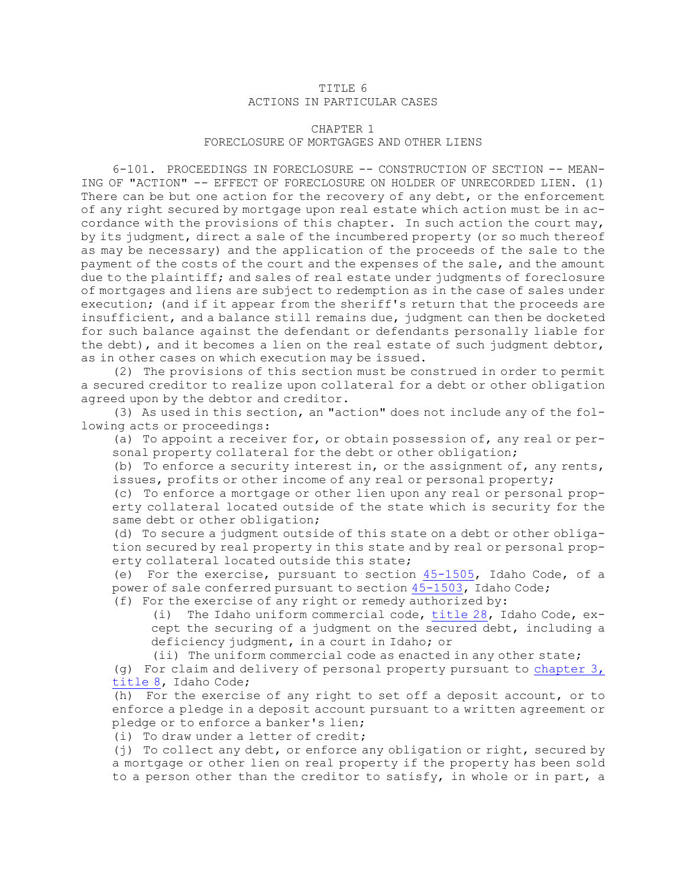# TITLE 6
## ACTIONS IN PARTICULAR CASES

## CHAPTER 1
### FORECLOSURE OF MORTGAGES AND OTHER LIENS

6-101. PROCEEDINGS IN FORECLOSURE -- CONSTRUCTION OF SECTION -- MEANING OF "ACTION" -- EFFECT OF FORECLOSURE ON HOLDER OF UNRECORDED LIEN. (1) There can be but one action for the recovery of any debt, or the enforcement of any right secured by mortgage upon real estate which action must be in accordance with the provisions of this chapter. In such action the court may, by its judgment, direct a sale of the incumbered property (or so much thereof as may be necessary) and the application of the proceeds of the sale to the payment of the costs of the court and the expenses of the sale, and the amount due to the plaintiff; and sales of real estate under judgments of foreclosure of mortgages and liens are subject to redemption as in the case of sales under execution; (and if it appear from the sheriff's return that the proceeds are insufficient, and a balance still remains due, judgment can then be docketed for such balance against the defendant or defendants personally liable for the debt), and it becomes a lien on the real estate of such judgment debtor, as in other cases on which execution may be issued.

(2) The provisions of this section must be construed in order to permit a secured creditor to realize upon collateral for a debt or other obligation agreed upon by the debtor and creditor.

(3) As used in this section, an "action" does not include any of the following acts or proceedings:

(a) To appoint a receiver for, or obtain possession of, any real or personal property collateral for the debt or other obligation;

(b) To enforce a security interest in, or the assignment of, any rents, issues, profits or other income of any real or personal property;

(c) To enforce a mortgage or other lien upon any real or personal property collateral located outside of the state which is security for the same debt or other obligation;

(d) To secure a judgment outside of this state on a debt or other obligation secured by real property in this state and by real or personal property collateral located outside this state;

(e) For the exercise, pursuant to section 45-1505, Idaho Code, of a power of sale conferred pursuant to section 45-1503, Idaho Code;

(f) For the exercise of any right or remedy authorized by:

(i) The Idaho uniform commercial code, title 28, Idaho Code, except the securing of a judgment on the secured debt, including a deficiency judgment, in a court in Idaho; or

(ii) The uniform commercial code as enacted in any other state;

(g) For claim and delivery of personal property pursuant to chapter 3, title 8, Idaho Code;

(h) For the exercise of any right to set off a deposit account, or to enforce a pledge in a deposit account pursuant to a written agreement or pledge or to enforce a banker's lien;

(i) To draw under a letter of credit;

(j) To collect any debt, or enforce any obligation or right, secured by a mortgage or other lien on real property if the property has been sold to a person other than the creditor to satisfy, in whole or in part, a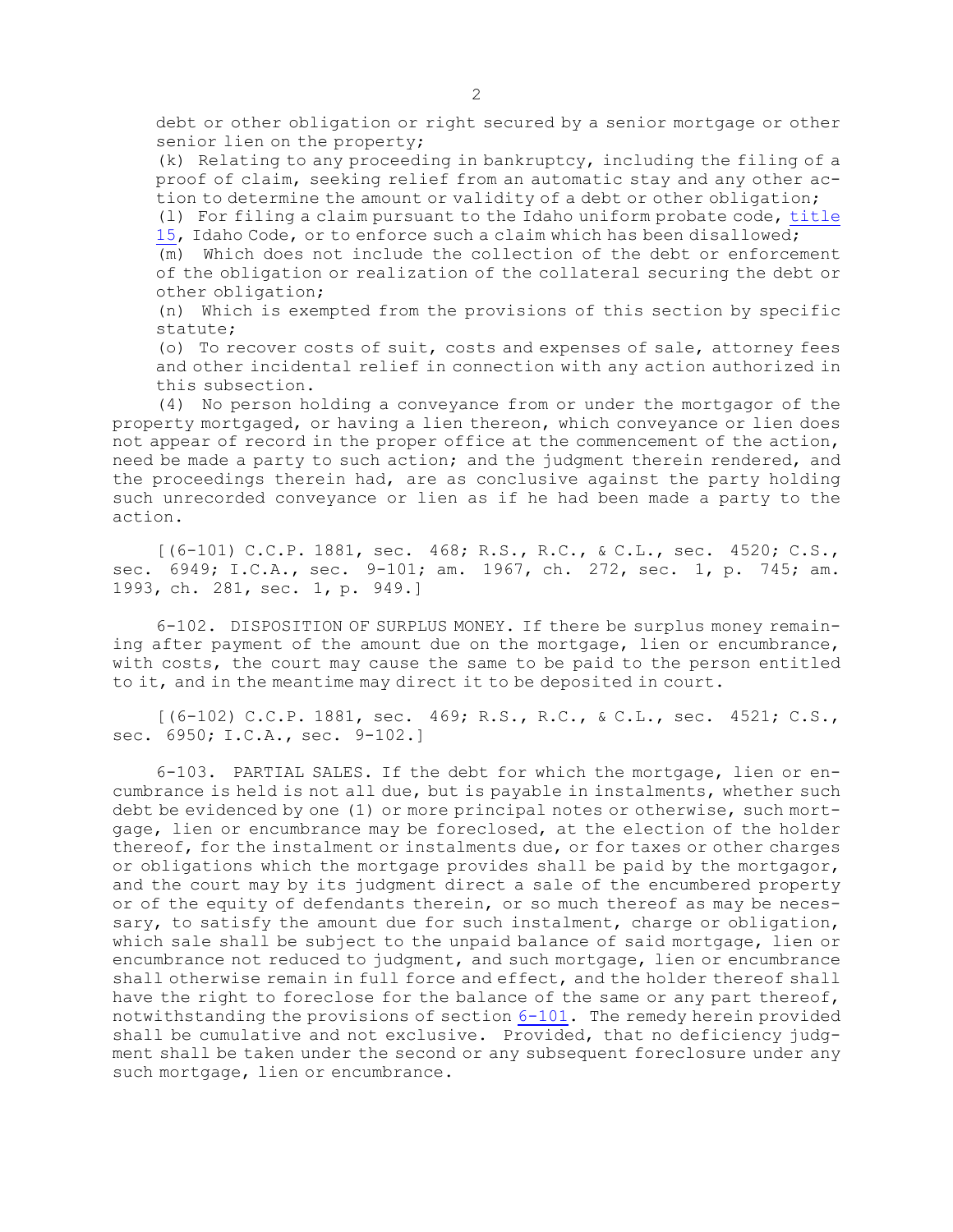debt or other obligation or right secured by a senior mortgage or other senior lien on the property;

(k) Relating to any proceeding in bankruptcy, including the filing of a proof of claim, seeking relief from an automatic stay and any other action to determine the amount or validity of a debt or other obligation;

(l) For filing a claim pursuant to the Idaho uniform probate code, title 15, Idaho Code, or to enforce such a claim which has been disallowed;

(m) Which does not include the collection of the debt or enforcement of the obligation or realization of the collateral securing the debt or other obligation;

(n) Which is exempted from the provisions of this section by specific statute;

(o) To recover costs of suit, costs and expenses of sale, attorney fees and other incidental relief in connection with any action authorized in this subsection.

(4) No person holding a conveyance from or under the mortgagor of the property mortgaged, or having a lien thereon, which conveyance or lien does not appear of record in the proper office at the commencement of the action, need be made a party to such action; and the judgment therein rendered, and the proceedings therein had, are as conclusive against the party holding such unrecorded conveyance or lien as if he had been made a party to the action.

[(6-101) C.C.P. 1881, sec. 468; R.S., R.C., & C.L., sec. 4520; C.S., sec. 6949; I.C.A., sec. 9-101; am. 1967, ch. 272, sec. 1, p. 745; am. 1993, ch. 281, sec. 1, p. 949.]

6-102. DISPOSITION OF SURPLUS MONEY. If there be surplus money remaining after payment of the amount due on the mortgage, lien or encumbrance, with costs, the court may cause the same to be paid to the person entitled to it, and in the meantime may direct it to be deposited in court.

[(6-102) C.C.P. 1881, sec. 469; R.S., R.C., & C.L., sec. 4521; C.S., sec. 6950; I.C.A., sec. 9-102.]

6-103. PARTIAL SALES. If the debt for which the mortgage, lien or encumbrance is held is not all due, but is payable in instalments, whether such debt be evidenced by one (1) or more principal notes or otherwise, such mortgage, lien or encumbrance may be foreclosed, at the election of the holder thereof, for the instalment or instalments due, or for taxes or other charges or obligations which the mortgage provides shall be paid by the mortgagor, and the court may by its judgment direct a sale of the encumbered property or of the equity of defendants therein, or so much thereof as may be necessary, to satisfy the amount due for such instalment, charge or obligation, which sale shall be subject to the unpaid balance of said mortgage, lien or encumbrance not reduced to judgment, and such mortgage, lien or encumbrance shall otherwise remain in full force and effect, and the holder thereof shall have the right to foreclose for the balance of the same or any part thereof, notwithstanding the provisions of section 6-101. The remedy herein provided shall be cumulative and not exclusive. Provided, that no deficiency judgment shall be taken under the second or any subsequent foreclosure under any such mortgage, lien or encumbrance.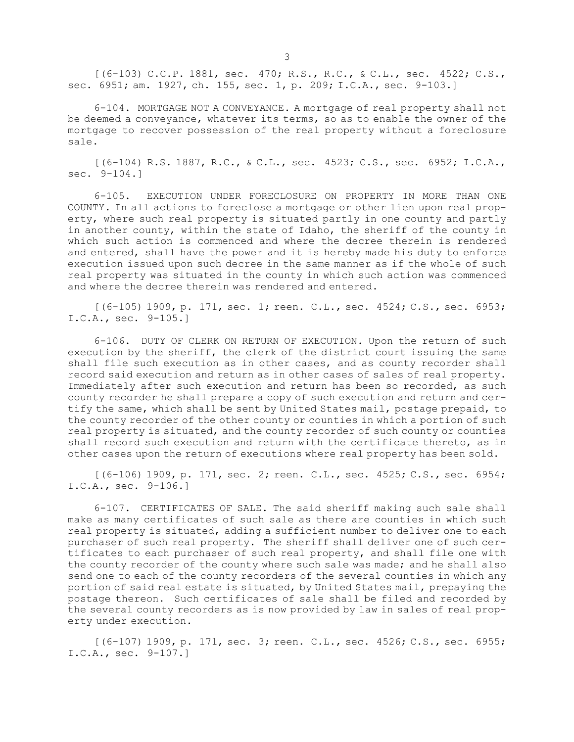[(6-103) C.C.P. 1881, sec. 470; R.S., R.C., & C.L., sec. 4522; C.S., sec. 6951; am. 1927, ch. 155, sec. 1, p. 209; I.C.A., sec. 9-103.]

6-104. MORTGAGE NOT A CONVEYANCE. A mortgage of real property shall not be deemed a conveyance, whatever its terms, so as to enable the owner of the mortgage to recover possession of the real property without a foreclosure sale.

[(6-104) R.S. 1887, R.C., & C.L., sec. 4523; C.S., sec. 6952; I.C.A., sec. 9-104.]

6-105. EXECUTION UNDER FORECLOSURE ON PROPERTY IN MORE THAN ONE COUNTY. In all actions to foreclose a mortgage or other lien upon real property, where such real property is situated partly in one county and partly in another county, within the state of Idaho, the sheriff of the county in which such action is commenced and where the decree therein is rendered and entered, shall have the power and it is hereby made his duty to enforce execution issued upon such decree in the same manner as if the whole of such real property was situated in the county in which such action was commenced and where the decree therein was rendered and entered.

[(6-105) 1909, p. 171, sec. 1; reen. C.L., sec. 4524; C.S., sec. 6953; I.C.A., sec. 9-105.]

6-106. DUTY OF CLERK ON RETURN OF EXECUTION. Upon the return of such execution by the sheriff, the clerk of the district court issuing the same shall file such execution as in other cases, and as county recorder shall record said execution and return as in other cases of sales of real property. Immediately after such execution and return has been so recorded, as such county recorder he shall prepare a copy of such execution and return and certify the same, which shall be sent by United States mail, postage prepaid, to the county recorder of the other county or counties in which a portion of such real property is situated, and the county recorder of such county or counties shall record such execution and return with the certificate thereto, as in other cases upon the return of executions where real property has been sold.

[(6-106) 1909, p. 171, sec. 2; reen. C.L., sec. 4525; C.S., sec. 6954; I.C.A., sec. 9-106.]

6-107. CERTIFICATES OF SALE. The said sheriff making such sale shall make as many certificates of such sale as there are counties in which such real property is situated, adding a sufficient number to deliver one to each purchaser of such real property. The sheriff shall deliver one of such certificates to each purchaser of such real property, and shall file one with the county recorder of the county where such sale was made; and he shall also send one to each of the county recorders of the several counties in which any portion of said real estate is situated, by United States mail, prepaying the postage thereon. Such certificates of sale shall be filed and recorded by the several county recorders as is now provided by law in sales of real property under execution.

[(6-107) 1909, p. 171, sec. 3; reen. C.L., sec. 4526; C.S., sec. 6955; I.C.A., sec. 9-107.]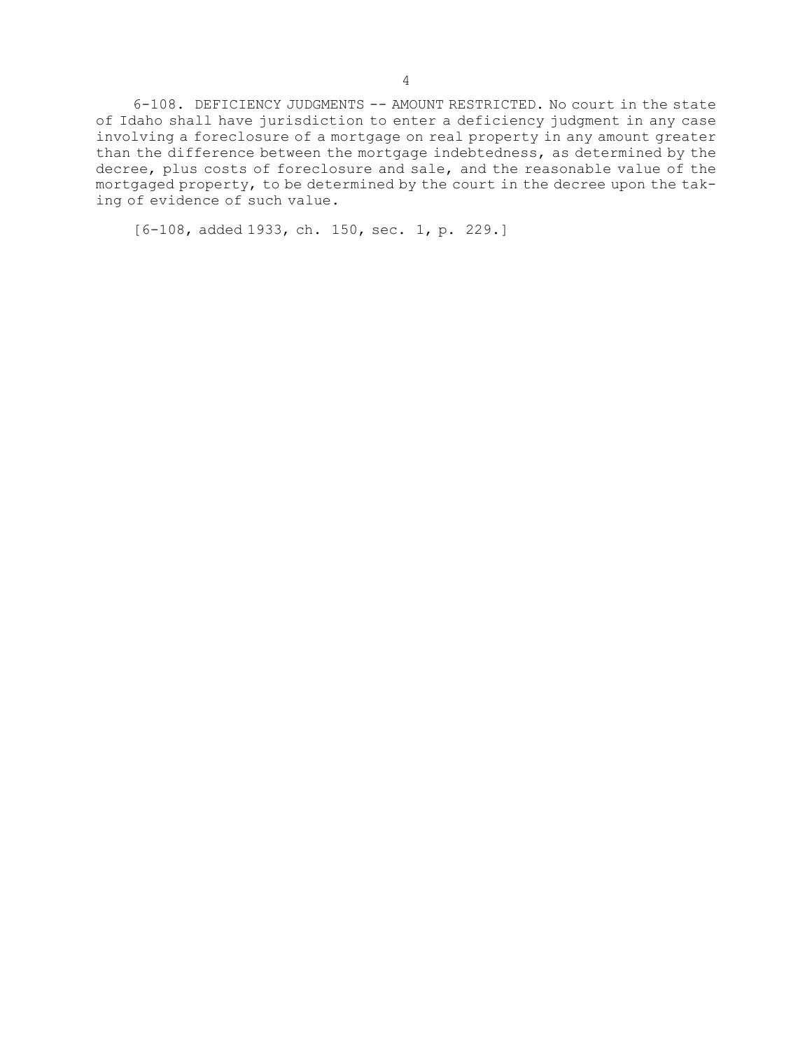6-108. DEFICIENCY JUDGMENTS -- AMOUNT RESTRICTED. No court in the state of Idaho shall have jurisdiction to enter a deficiency judgment in any case involving a foreclosure of a mortgage on real property in any amount greater than the difference between the mortgage indebtedness, as determined by the decree, plus costs of foreclosure and sale, and the reasonable value of the mortgaged property, to be determined by the court in the decree upon the taking of evidence of such value.

[6-108, added 1933, ch. 150, sec. 1, p. 229.]